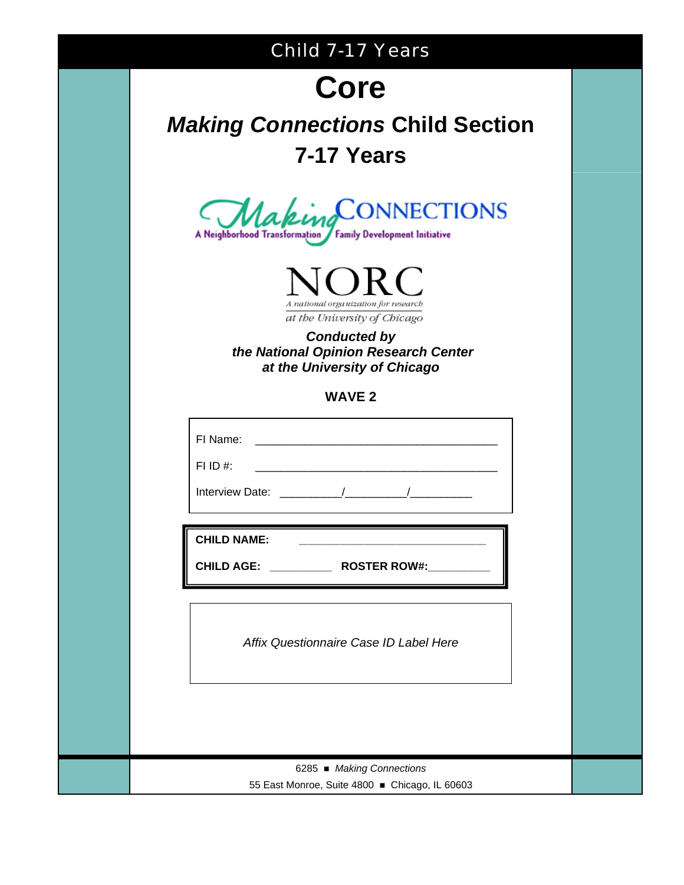Child 7-17 Years

# Core

## *Making Connections* Child Section

## 7-17 Years

Making CONNECTIONS
A Neighborhood Transformation / Family Development Initiative

NORC
*A national organization for research*
*at the University of Chicago*

***Conducted by***
***the National Opinion Research Center***
***at the University of Chicago***

**WAVE 2**

FI Name: ______________________________________

FI ID #: ______________________________________

Interview Date: _________/_________/_________

**CHILD NAME:** _____________________________

**CHILD AGE:** _________ **ROSTER ROW#:**_________

*Affix Questionnaire Case ID Label Here*

6285 ■ *Making Connections*

55 East Monroe, Suite 4800 ■ Chicago, IL 60603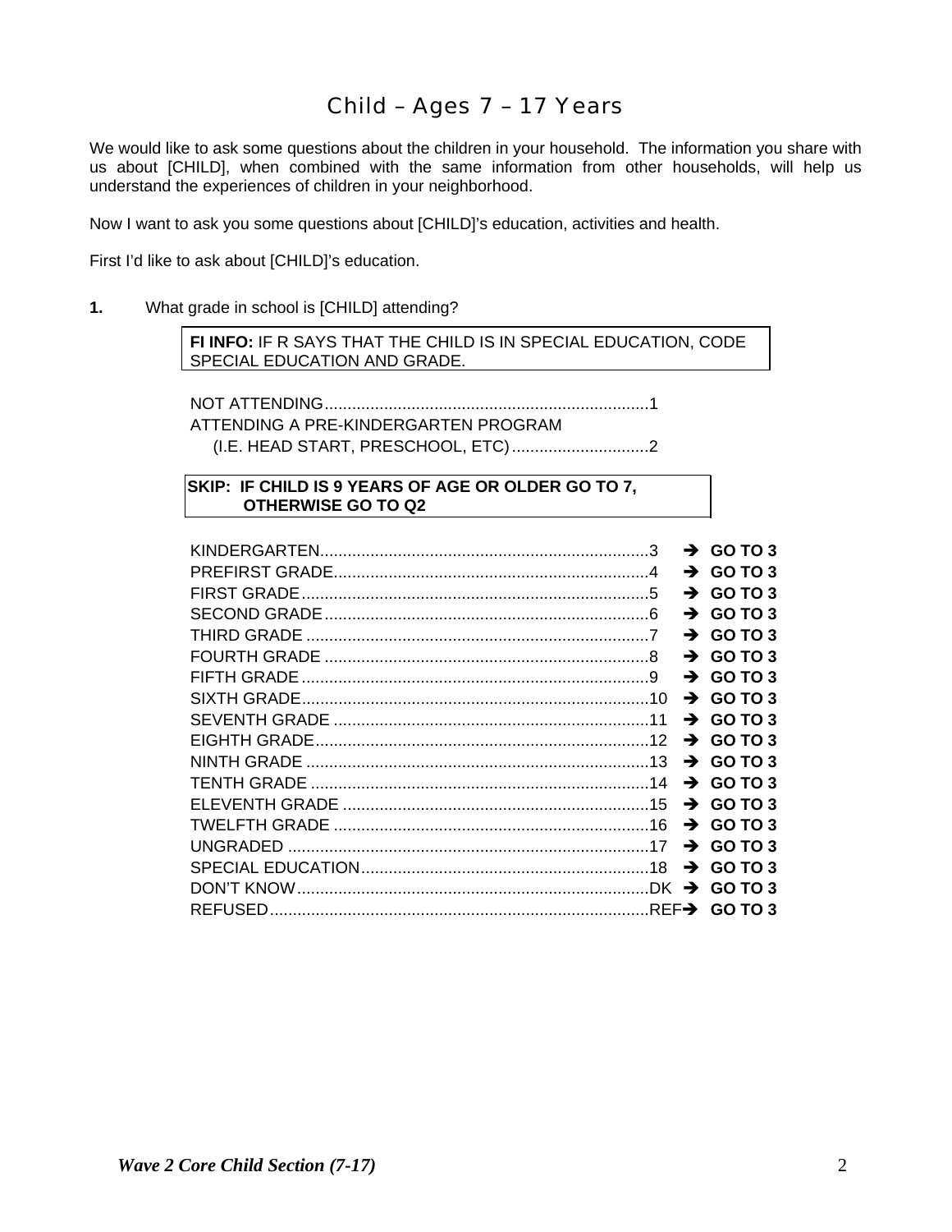# Child – Ages 7 – 17 Years

We would like to ask some questions about the children in your household. The information you share with us about [CHILD], when combined with the same information from other households, will help us understand the experiences of children in your neighborhood.

Now I want to ask you some questions about [CHILD]'s education, activities and health.

First I'd like to ask about [CHILD]'s education.

**1.** What grade in school is [CHILD] attending?

> **FI INFO:** IF R SAYS THAT THE CHILD IS IN SPECIAL EDUCATION, CODE SPECIAL EDUCATION AND GRADE.

NOT ATTENDING....................................1
ATTENDING A PRE-KINDERGARTEN PROGRAM
(I.E. HEAD START, PRESCHOOL, ETC)....................2

> **SKIP: IF CHILD IS 9 YEARS OF AGE OR OLDER GO TO 7, OTHERWISE GO TO Q2**

| | | |
|---|---|---|
| KINDERGARTEN | 3 | ➔ **GO TO 3** |
| PREFIRST GRADE | 4 | ➔ **GO TO 3** |
| FIRST GRADE | 5 | ➔ **GO TO 3** |
| SECOND GRADE | 6 | ➔ **GO TO 3** |
| THIRD GRADE | 7 | ➔ **GO TO 3** |
| FOURTH GRADE | 8 | ➔ **GO TO 3** |
| FIFTH GRADE | 9 | ➔ **GO TO 3** |
| SIXTH GRADE | 10 | ➔ **GO TO 3** |
| SEVENTH GRADE | 11 | ➔ **GO TO 3** |
| EIGHTH GRADE | 12 | ➔ **GO TO 3** |
| NINTH GRADE | 13 | ➔ **GO TO 3** |
| TENTH GRADE | 14 | ➔ **GO TO 3** |
| ELEVENTH GRADE | 15 | ➔ **GO TO 3** |
| TWELFTH GRADE | 16 | ➔ **GO TO 3** |
| UNGRADED | 17 | ➔ **GO TO 3** |
| SPECIAL EDUCATION | 18 | ➔ **GO TO 3** |
| DON'T KNOW | DK | ➔ **GO TO 3** |
| REFUSED | REF | ➔ **GO TO 3** |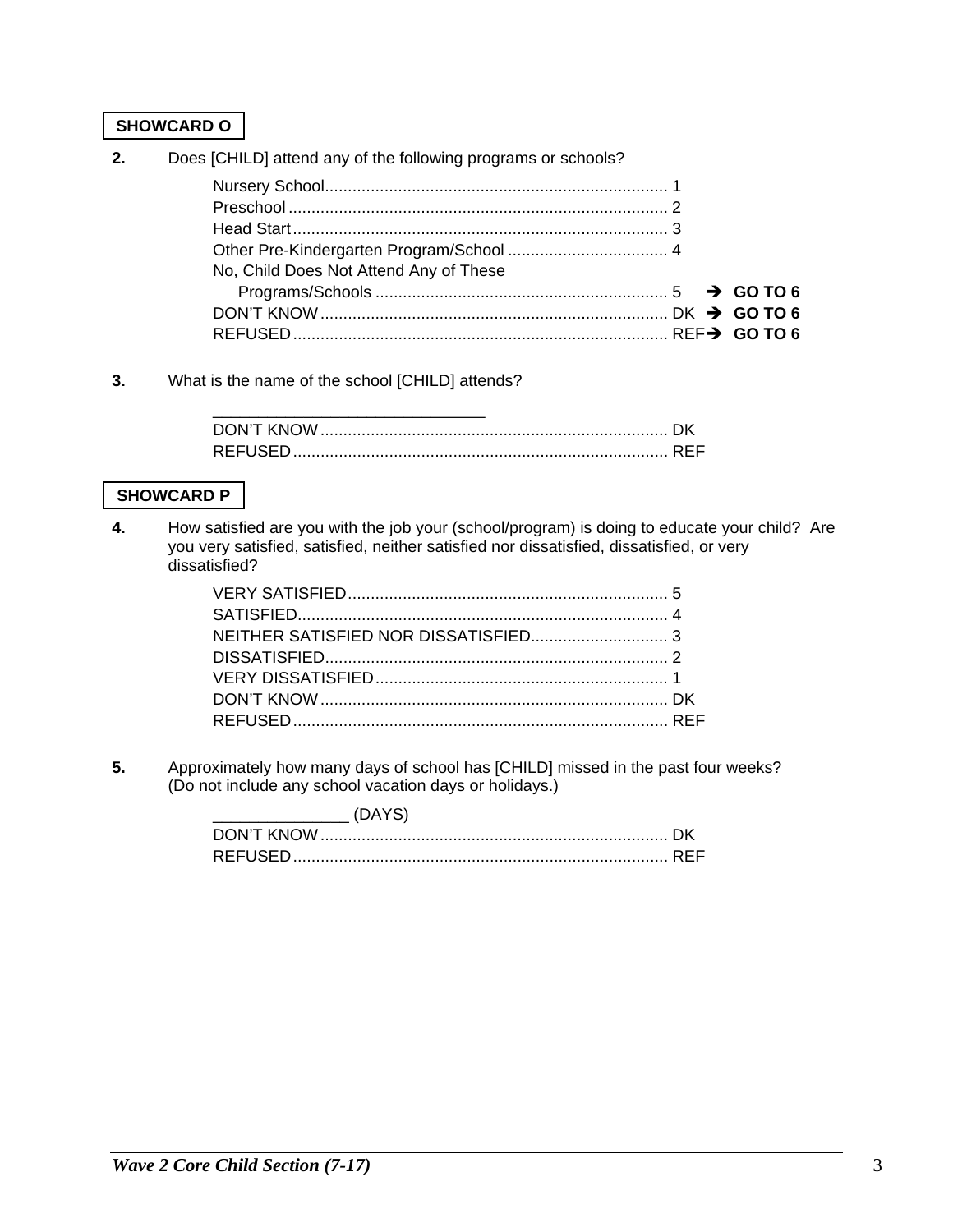**SHOWCARD O**

**2.** Does [CHILD] attend any of the following programs or schools?

Nursery School........................................................................... 1
Preschool .................................................................................. 2
Head Start................................................................................. 3
Other Pre-Kindergarten Program/School ................................... 4
No, Child Does Not Attend Any of These
Programs/Schools ................................................................ 5 ➔ **GO TO 6**
DON'T KNOW ........................................................................... DK ➔ **GO TO 6**
REFUSED................................................................................. REF➔ **GO TO 6**

**3.** What is the name of the school [CHILD] attends?

______________________________
DON'T KNOW ........................................................................... DK
REFUSED................................................................................. REF

**SHOWCARD P**

**4.** How satisfied are you with the job your (school/program) is doing to educate your child? Are you very satisfied, satisfied, neither satisfied nor dissatisfied, dissatisfied, or very dissatisfied?

VERY SATISFIED...................................................................... 5
SATISFIED................................................................................. 4
NEITHER SATISFIED NOR DISSATISFIED.............................. 3
DISSATISFIED........................................................................... 2
VERY DISSATISFIED................................................................ 1
DON'T KNOW ........................................................................... DK
REFUSED................................................................................. REF

**5.** Approximately how many days of school has [CHILD] missed in the past four weeks? (Do not include any school vacation days or holidays.)

_______________ (DAYS)
DON'T KNOW ........................................................................... DK
REFUSED................................................................................. REF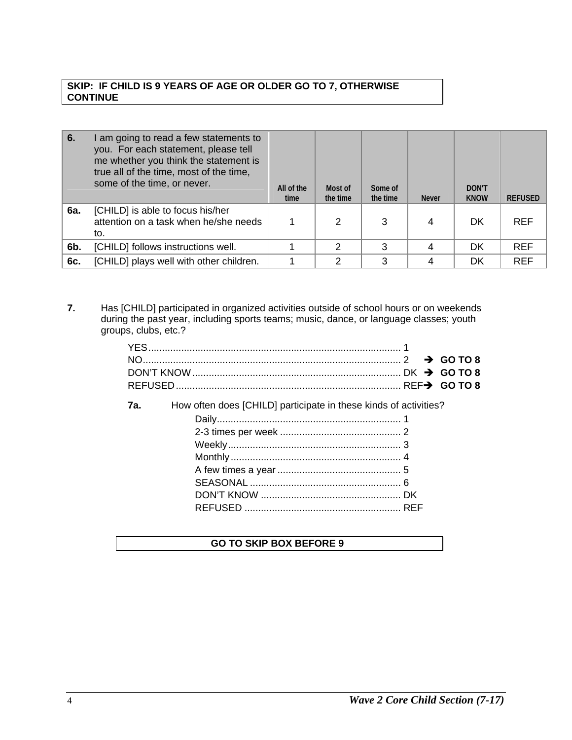**SKIP: IF CHILD IS 9 YEARS OF AGE OR OLDER GO TO 7, OTHERWISE CONTINUE**

| 6. | I am going to read a few statements to you. For each statement, please tell me whether you think the statement is true all of the time, most of the time, some of the time, or never. | All of the time | Most of the time | Some of the time | Never | DON'T KNOW | REFUSED |
|---|---|---|---|---|---|---|---|
| 6a. | [CHILD] is able to focus his/her attention on a task when he/she needs to. | 1 | 2 | 3 | 4 | DK | REF |
| 6b. | [CHILD] follows instructions well. | 1 | 2 | 3 | 4 | DK | REF |
| 6c. | [CHILD] plays well with other children. | 1 | 2 | 3 | 4 | DK | REF |

**7.** Has [CHILD] participated in organized activities outside of school hours or on weekends during the past year, including sports teams; music, dance, or language classes; youth groups, clubs, etc.?

- YES........................................................................................ 1
- NO.......................................................................................... 2 ➔ **GO TO 8**
- DON'T KNOW........................................................................ DK ➔ **GO TO 8**
- REFUSED.............................................................................. REF➔ **GO TO 8**

**7a.** How often does [CHILD] participate in these kinds of activities?

- Daily.................................................................. 1
- 2-3 times per week ........................................... 2
- Weekly.............................................................. 3
- Monthly............................................................. 4
- A few times a year ............................................ 5
- SEASONAL ...................................................... 6
- DON'T KNOW .................................................. DK
- REFUSED ........................................................ REF

**GO TO SKIP BOX BEFORE 9**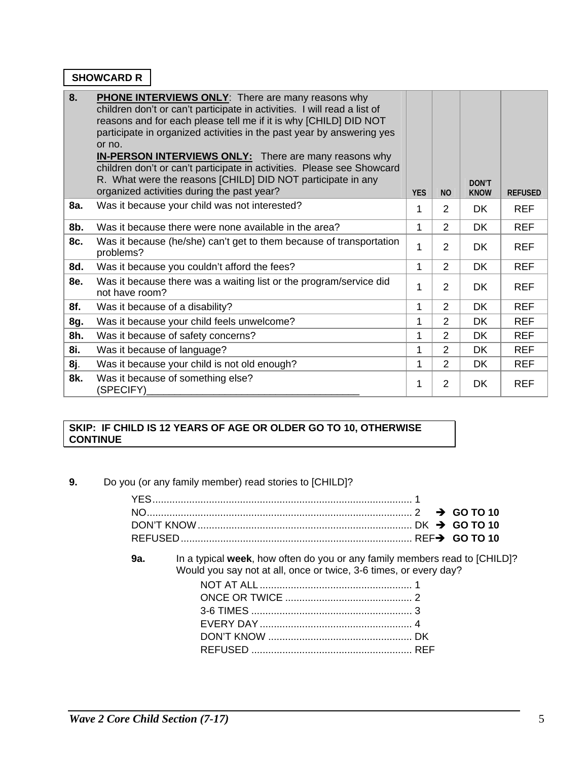**SHOWCARD R**

| 8. | **PHONE INTERVIEWS ONLY**: There are many reasons why children don't or can't participate in activities. I will read a list of reasons and for each please tell me if it is why [CHILD] DID NOT participate in organized activities in the past year by answering yes or no. **IN-PERSON INTERVIEWS ONLY:** There are many reasons why children don't or can't participate in activities. Please see Showcard R. What were the reasons [CHILD] DID NOT participate in any organized activities during the past year? | YES | NO | DON'T KNOW | REFUSED |
|---|---|---|---|---|---|
| **8a.** | Was it because your child was not interested? | 1 | 2 | DK | REF |
| **8b.** | Was it because there were none available in the area? | 1 | 2 | DK | REF |
| **8c.** | Was it because (he/she) can't get to them because of transportation problems? | 1 | 2 | DK | REF |
| **8d.** | Was it because you couldn't afford the fees? | 1 | 2 | DK | REF |
| **8e.** | Was it because there was a waiting list or the program/service did not have room? | 1 | 2 | DK | REF |
| **8f.** | Was it because of a disability? | 1 | 2 | DK | REF |
| **8g.** | Was it because your child feels unwelcome? | 1 | 2 | DK | REF |
| **8h.** | Was it because of safety concerns? | 1 | 2 | DK | REF |
| **8i.** | Was it because of language? | 1 | 2 | DK | REF |
| **8j**. | Was it because your child is not old enough? | 1 | 2 | DK | REF |
| **8k.** | Was it because of something else? (SPECIFY)_______________________________________ | 1 | 2 | DK | REF |

**SKIP: IF CHILD IS 12 YEARS OF AGE OR OLDER GO TO 10, OTHERWISE CONTINUE**

**9.** Do you (or any family member) read stories to [CHILD]?

- YES........................................................................................... 1
- NO............................................................................................. 2 ➔ **GO TO 10**
- DON'T KNOW.......................................................................... DK ➔ **GO TO 10**
- REFUSED................................................................................. REF➔ **GO TO 10**

**9a.** In a typical **week**, how often do you or any family members read to [CHILD]? Would you say not at all, once or twice, 3-6 times, or every day?

- NOT AT ALL...................................................... 1
- ONCE OR TWICE ............................................. 2
- 3-6 TIMES ......................................................... 3
- EVERY DAY...................................................... 4
- DON'T KNOW ................................................... DK
- REFUSED ......................................................... REF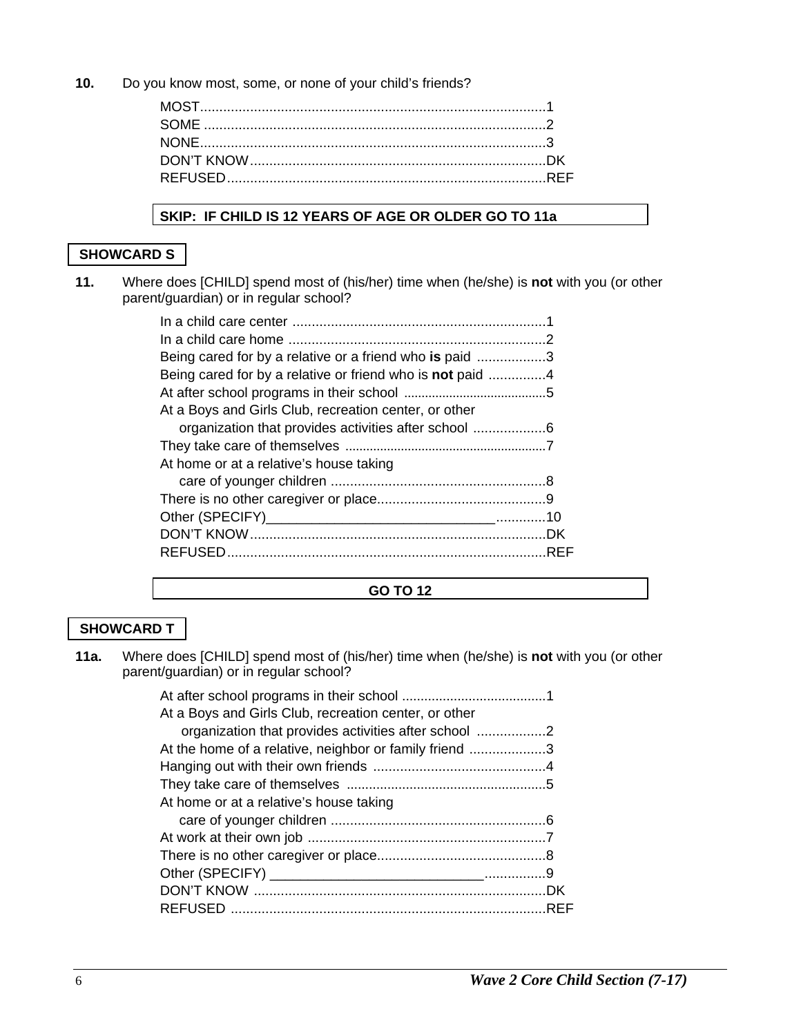**10.** Do you know most, some, or none of your child's friends?

| | |
|---|---|
| MOST | 1 |
| SOME | 2 |
| NONE | 3 |
| DON'T KNOW | DK |
| REFUSED | REF |

**SKIP: IF CHILD IS 12 YEARS OF AGE OR OLDER GO TO 11a**

**SHOWCARD S**

**11.** Where does [CHILD] spend most of (his/her) time when (he/she) is **not** with you (or other parent/guardian) or in regular school?

| | |
|---|---|
| In a child care center | 1 |
| In a child care home | 2 |
| Being cared for by a relative or a friend who **is** paid | 3 |
| Being cared for by a relative or friend who is **not** paid | 4 |
| At after school programs in their school | 5 |
| At a Boys and Girls Club, recreation center, or other organization that provides activities after school | 6 |
| They take care of themselves | 7 |
| At home or at a relative's house taking care of younger children | 8 |
| There is no other caregiver or place | 9 |
| Other (SPECIFY)______________________________ | 10 |
| DON'T KNOW | DK |
| REFUSED | REF |

**GO TO 12**

**SHOWCARD T**

**11a.** Where does [CHILD] spend most of (his/her) time when (he/she) is **not** with you (or other parent/guardian) or in regular school?

| | |
|---|---|
| At after school programs in their school | 1 |
| At a Boys and Girls Club, recreation center, or other organization that provides activities after school | 2 |
| At the home of a relative, neighbor or family friend | 3 |
| Hanging out with their own friends | 4 |
| They take care of themselves | 5 |
| At home or at a relative's house taking care of younger children | 6 |
| At work at their own job | 7 |
| There is no other caregiver or place | 8 |
| Other (SPECIFY) ____________________________ | 9 |
| DON'T KNOW | DK |
| REFUSED | REF |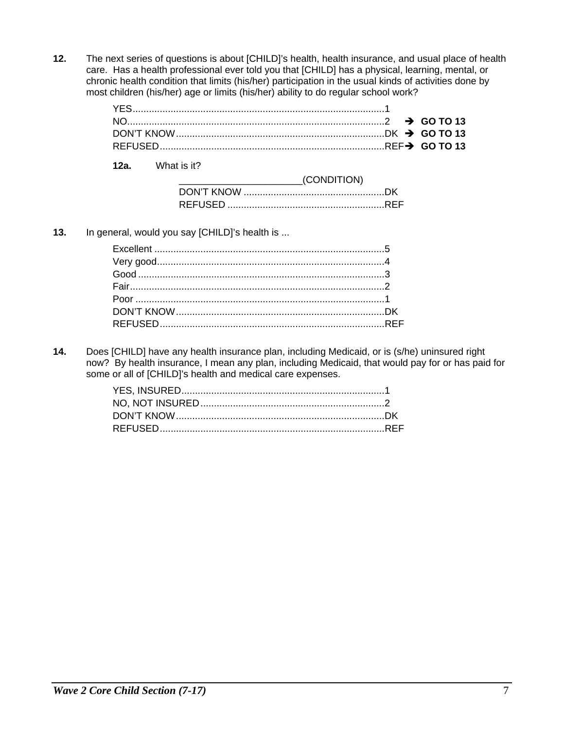**12.** The next series of questions is about [CHILD]'s health, health insurance, and usual place of health care. Has a health professional ever told you that [CHILD] has a physical, learning, mental, or chronic health condition that limits (his/her) participation in the usual kinds of activities done by most children (his/her) age or limits (his/her) ability to do regular school work?

- YES....................................................................................1
- NO......................................................................................2 ➔ **GO TO 13**
- DON'T KNOW...................................................................DK ➔ **GO TO 13**
- REFUSED..........................................................................REF ➔ **GO TO 13**

**12a.** What is it?

_______________________(CONDITION)

- DON'T KNOW ....................................................DK
- REFUSED ..........................................................REF

**13.** In general, would you say [CHILD]'s health is ...

- Excellent ...........................................................................5
- Very good..........................................................................4
- Good .................................................................................3
- Fair....................................................................................2
- Poor ..................................................................................1
- DON'T KNOW...................................................................DK
- REFUSED..........................................................................REF

**14.** Does [CHILD] have any health insurance plan, including Medicaid, or is (s/he) uninsured right now? By health insurance, I mean any plan, including Medicaid, that would pay for or has paid for some or all of [CHILD]'s health and medical care expenses.

- YES, INSURED..................................................................1
- NO, NOT INSURED...........................................................2
- DON'T KNOW...................................................................DK
- REFUSED..........................................................................REF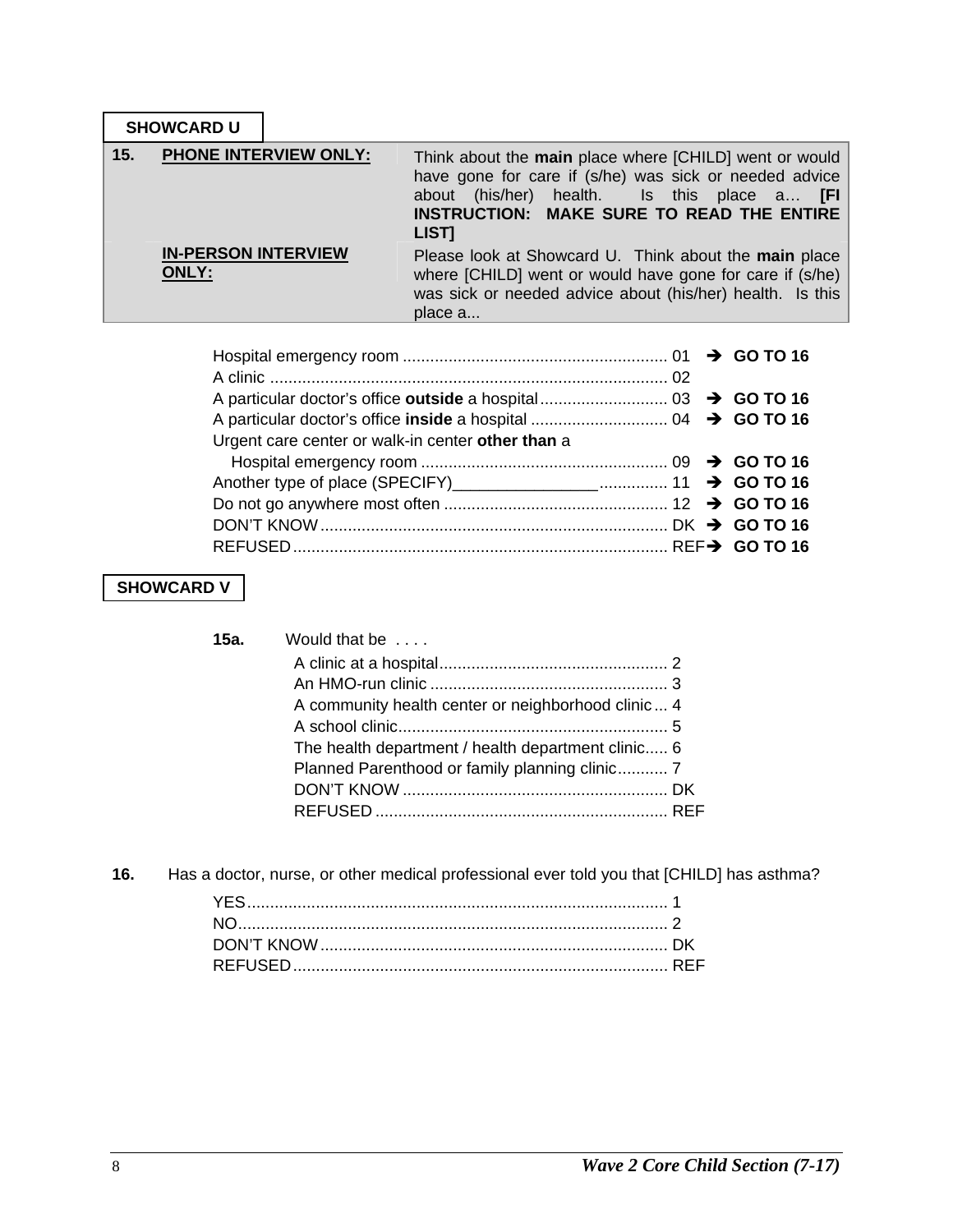**SHOWCARD U**

| 15. | **PHONE INTERVIEW ONLY:** | Think about the **main** place where [CHILD] went or would have gone for care if (s/he) was sick or needed advice about (his/her) health. Is this place a… **[FI INSTRUCTION: MAKE SURE TO READ THE ENTIRE LIST]** |
|---|---|---|
| | **IN-PERSON INTERVIEW ONLY:** | Please look at Showcard U. Think about the **main** place where [CHILD] went or would have gone for care if (s/he) was sick or needed advice about (his/her) health. Is this place a... |

Hospital emergency room .......................................................... 01 ➔ **GO TO 16**
A clinic ....................................................................................... 02
A particular doctor's office **outside** a hospital............................ 03 ➔ **GO TO 16**
A particular doctor's office **inside** a hospital .............................. 04 ➔ **GO TO 16**
Urgent care center or walk-in center **other than** a
    Hospital emergency room ...................................................... 09 ➔ **GO TO 16**
Another type of place (SPECIFY)________________............... 11 ➔ **GO TO 16**
Do not go anywhere most often ................................................. 12 ➔ **GO TO 16**
DON'T KNOW............................................................................ DK ➔ **GO TO 16**
REFUSED.................................................................................. REF ➔ **GO TO 16**

**SHOWCARD V**

**15a.** Would that be . . . .

A clinic at a hospital.................................................. 2
An HMO-run clinic .................................................... 3
A community health center or neighborhood clinic ... 4
A school clinic........................................................... 5
The health department / health department clinic..... 6
Planned Parenthood or family planning clinic........... 7
DON'T KNOW .......................................................... DK
REFUSED ................................................................ REF

**16.** Has a doctor, nurse, or other medical professional ever told you that [CHILD] has asthma?

YES............................................................................................ 1
NO.............................................................................................. 2
DON'T KNOW............................................................................ DK
REFUSED.................................................................................. REF